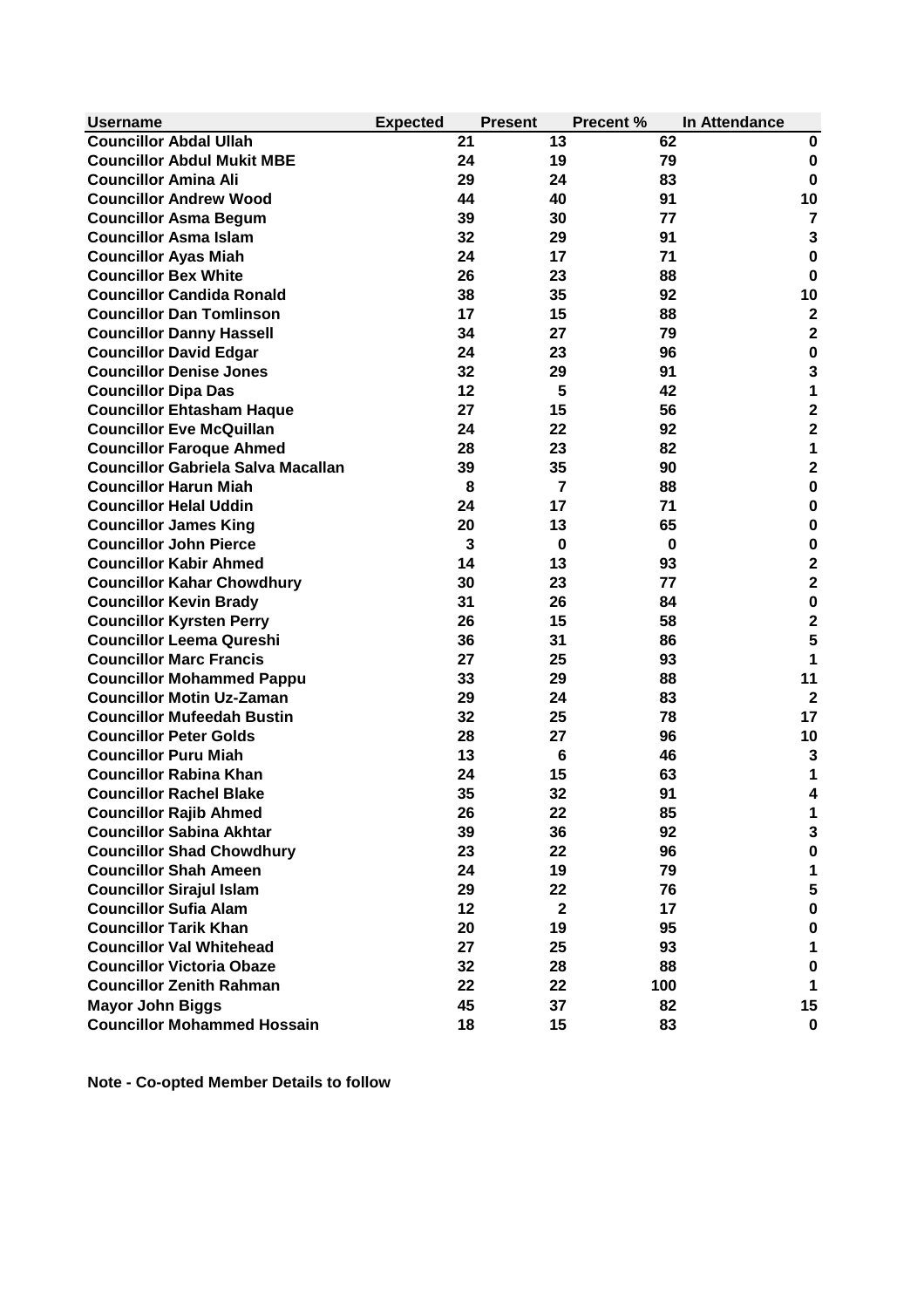| Username | Expected | Present | Precent % | In Attendance |
|---|---|---|---|---|
| Councillor Abdal Ullah | 21 | 13 | 62 | 0 |
| Councillor Abdul Mukit MBE | 24 | 19 | 79 | 0 |
| Councillor Amina Ali | 29 | 24 | 83 | 0 |
| Councillor Andrew Wood | 44 | 40 | 91 | 10 |
| Councillor Asma Begum | 39 | 30 | 77 | 7 |
| Councillor Asma Islam | 32 | 29 | 91 | 3 |
| Councillor Ayas Miah | 24 | 17 | 71 | 0 |
| Councillor Bex White | 26 | 23 | 88 | 0 |
| Councillor Candida Ronald | 38 | 35 | 92 | 10 |
| Councillor Dan Tomlinson | 17 | 15 | 88 | 2 |
| Councillor Danny Hassell | 34 | 27 | 79 | 2 |
| Councillor David Edgar | 24 | 23 | 96 | 0 |
| Councillor Denise Jones | 32 | 29 | 91 | 3 |
| Councillor Dipa Das | 12 | 5 | 42 | 1 |
| Councillor Ehtasham Haque | 27 | 15 | 56 | 2 |
| Councillor Eve McQuillan | 24 | 22 | 92 | 2 |
| Councillor Faroque Ahmed | 28 | 23 | 82 | 1 |
| Councillor Gabriela Salva Macallan | 39 | 35 | 90 | 2 |
| Councillor Harun Miah | 8 | 7 | 88 | 0 |
| Councillor Helal Uddin | 24 | 17 | 71 | 0 |
| Councillor James King | 20 | 13 | 65 | 0 |
| Councillor John Pierce | 3 | 0 | 0 | 0 |
| Councillor Kabir Ahmed | 14 | 13 | 93 | 2 |
| Councillor Kahar Chowdhury | 30 | 23 | 77 | 2 |
| Councillor Kevin Brady | 31 | 26 | 84 | 0 |
| Councillor Kyrsten Perry | 26 | 15 | 58 | 2 |
| Councillor Leema Qureshi | 36 | 31 | 86 | 5 |
| Councillor Marc Francis | 27 | 25 | 93 | 1 |
| Councillor Mohammed Pappu | 33 | 29 | 88 | 11 |
| Councillor Motin Uz-Zaman | 29 | 24 | 83 | 2 |
| Councillor Mufeedah Bustin | 32 | 25 | 78 | 17 |
| Councillor Peter Golds | 28 | 27 | 96 | 10 |
| Councillor Puru Miah | 13 | 6 | 46 | 3 |
| Councillor Rabina Khan | 24 | 15 | 63 | 1 |
| Councillor Rachel Blake | 35 | 32 | 91 | 4 |
| Councillor Rajib Ahmed | 26 | 22 | 85 | 1 |
| Councillor Sabina Akhtar | 39 | 36 | 92 | 3 |
| Councillor Shad Chowdhury | 23 | 22 | 96 | 0 |
| Councillor Shah Ameen | 24 | 19 | 79 | 1 |
| Councillor Sirajul Islam | 29 | 22 | 76 | 5 |
| Councillor Sufia Alam | 12 | 2 | 17 | 0 |
| Councillor Tarik Khan | 20 | 19 | 95 | 0 |
| Councillor Val Whitehead | 27 | 25 | 93 | 1 |
| Councillor Victoria Obaze | 32 | 28 | 88 | 0 |
| Councillor Zenith Rahman | 22 | 22 | 100 | 1 |
| Mayor John Biggs | 45 | 37 | 82 | 15 |
| Councillor Mohammed Hossain | 18 | 15 | 83 | 0 |

**Note - Co-opted Member Details to follow**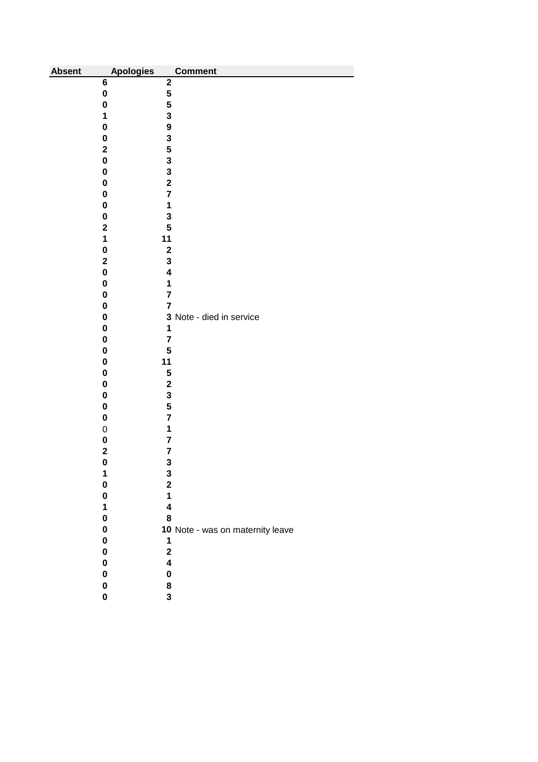| Absent | Apologies | Comment |
|---|---|---|
| 6 | 2 | |
| 0 | 5 | |
| 0 | 5 | |
| 1 | 3 | |
| 0 | 9 | |
| 0 | 3 | |
| 2 | 5 | |
| 0 | 3 | |
| 0 | 3 | |
| 0 | 2 | |
| 0 | 7 | |
| 0 | 1 | |
| 0 | 3 | |
| 2 | 5 | |
| 1 | 11 | |
| 0 | 2 | |
| 2 | 3 | |
| 0 | 4 | |
| 0 | 1 | |
| 0 | 7 | |
| 0 | 7 | |
| 0 | 3 | Note - died in service |
| 0 | 1 | |
| 0 | 7 | |
| 0 | 5 | |
| 0 | 11 | |
| 0 | 5 | |
| 0 | 2 | |
| 0 | 3 | |
| 0 | 5 | |
| 0 | 7 | |
| 0 | 1 | |
| 0 | 7 | |
| 2 | 7 | |
| 0 | 3 | |
| 1 | 3 | |
| 0 | 2 | |
| 0 | 1 | |
| 1 | 4 | |
| 0 | 8 | |
| 0 | 10 | Note - was on maternity leave |
| 0 | 1 | |
| 0 | 2 | |
| 0 | 4 | |
| 0 | 0 | |
| 0 | 8 | |
| 0 | 3 | |